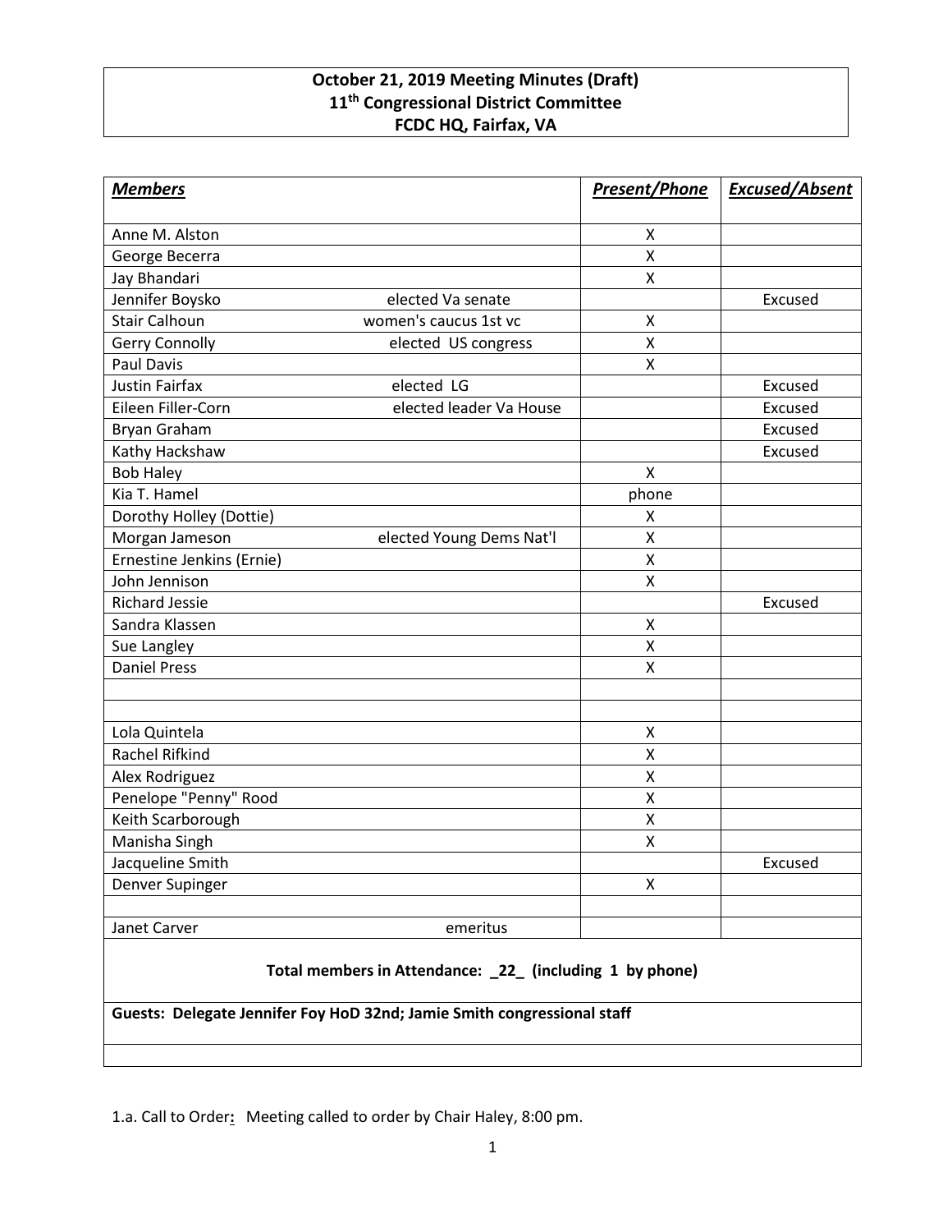**October 21, 2019 Meeting Minutes (Draft)**
**11th Congressional District Committee**
**FCDC HQ, Fairfax, VA**

| ***Members*** | | ***Present/Phone*** | ***Excused/Absent*** |
|---|---|---|---|
| Anne M. Alston | | X | |
| George Becerra | | X | |
| Jay Bhandari | | X | |
| Jennifer Boysko | elected Va senate | | Excused |
| Stair Calhoun | women's caucus 1st vc | X | |
| Gerry Connolly | elected US congress | X | |
| Paul Davis | | X | |
| Justin Fairfax | elected LG | | Excused |
| Eileen Filler-Corn | elected leader Va House | | Excused |
| Bryan Graham | | | Excused |
| Kathy Hackshaw | | | Excused |
| Bob Haley | | X | |
| Kia T. Hamel | | phone | |
| Dorothy Holley (Dottie) | | X | |
| Morgan Jameson | elected Young Dems Nat'l | X | |
| Ernestine Jenkins (Ernie) | | X | |
| John Jennison | | X | |
| Richard Jessie | | | Excused |
| Sandra Klassen | | X | |
| Sue Langley | | X | |
| Daniel Press | | X | |
| | | | |
| | | | |
| Lola Quintela | | X | |
| Rachel Rifkind | | X | |
| Alex Rodriguez | | X | |
| Penelope "Penny" Rood | | X | |
| Keith Scarborough | | X | |
| Manisha Singh | | X | |
| Jacqueline Smith | | | Excused |
| Denver Supinger | | X | |
| | | | |
| Janet Carver | emeritus | | |

**Total members in Attendance: _22_ (including 1 by phone)**

**Guests: Delegate Jennifer Foy HoD 32nd; Jamie Smith congressional staff**

1.a. Call to Order**:** Meeting called to order by Chair Haley, 8:00 pm.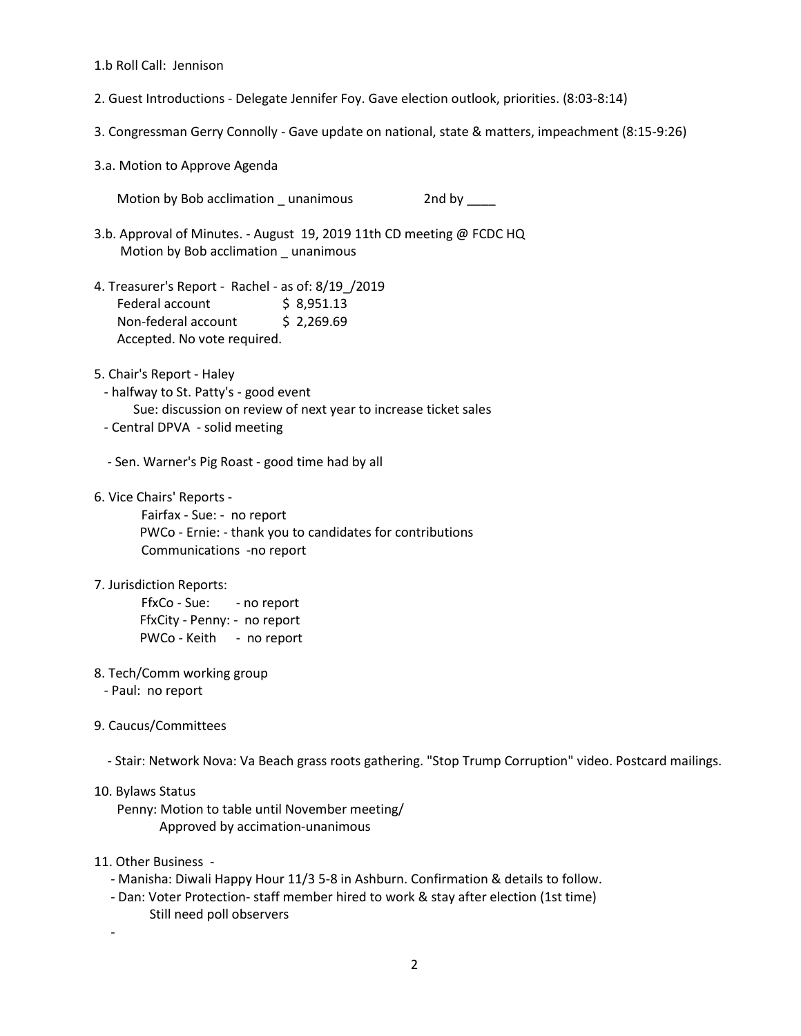1.b Roll Call: Jennison

2. Guest Introductions - Delegate Jennifer Foy. Gave election outlook, priorities. (8:03-8:14)

3. Congressman Gerry Connolly - Gave update on national, state & matters, impeachment (8:15-9:26)

3.a. Motion to Approve Agenda

Motion by Bob acclimation _ unanimous 2nd by ____

3.b. Approval of Minutes. - August 19, 2019 11th CD meeting @ FCDC HQ
Motion by Bob acclimation _ unanimous

4. Treasurer's Report - Rachel - as of: 8/19_/2019
Federal account $ 8,951.13
Non-federal account $ 2,269.69
Accepted. No vote required.

5. Chair's Report - Haley
- halfway to St. Patty's - good event
  Sue: discussion on review of next year to increase ticket sales
- Central DPVA - solid meeting

- Sen. Warner's Pig Roast - good time had by all

6. Vice Chairs' Reports -
Fairfax - Sue: - no report
PWCo - Ernie: - thank you to candidates for contributions
Communications -no report

7. Jurisdiction Reports:
FfxCo - Sue: - no report
FfxCity - Penny: - no report
PWCo - Keith - no report

8. Tech/Comm working group
- Paul: no report

9. Caucus/Committees

- Stair: Network Nova: Va Beach grass roots gathering. "Stop Trump Corruption" video. Postcard mailings.

10. Bylaws Status
Penny: Motion to table until November meeting/
Approved by accimation-unanimous

11. Other Business -
- Manisha: Diwali Happy Hour 11/3 5-8 in Ashburn. Confirmation & details to follow.
- Dan: Voter Protection- staff member hired to work & stay after election (1st time)
  Still need poll observers

-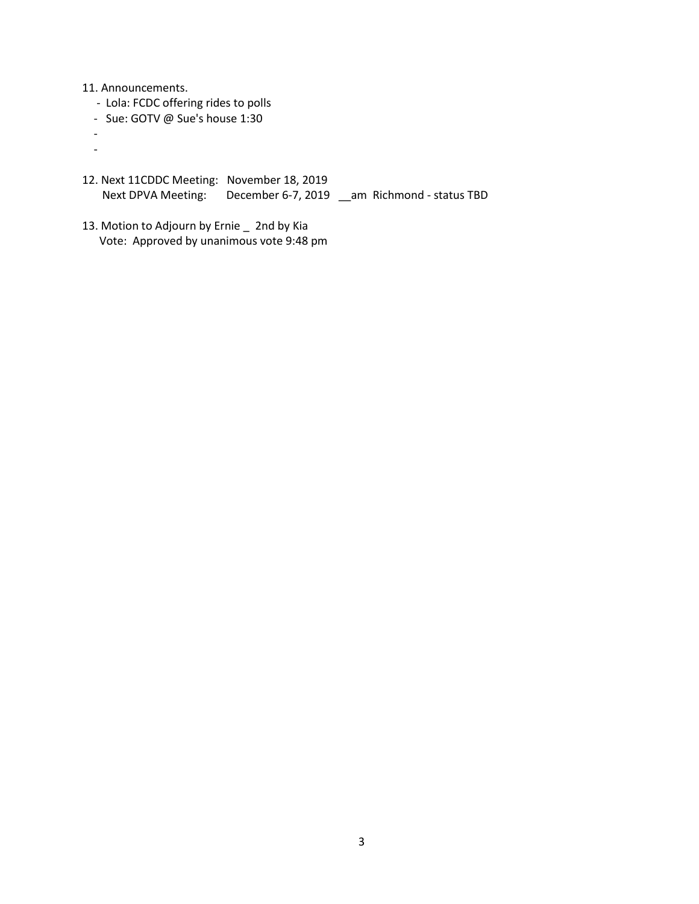11. Announcements.
   - Lola: FCDC offering rides to polls
   - Sue: GOTV @ Sue's house 1:30
   -
   -

12. Next 11CDDC Meeting: November 18, 2019
    Next DPVA Meeting: December 6-7, 2019 __am Richmond - status TBD

13. Motion to Adjourn by Ernie _ 2nd by Kia
    Vote: Approved by unanimous vote 9:48 pm